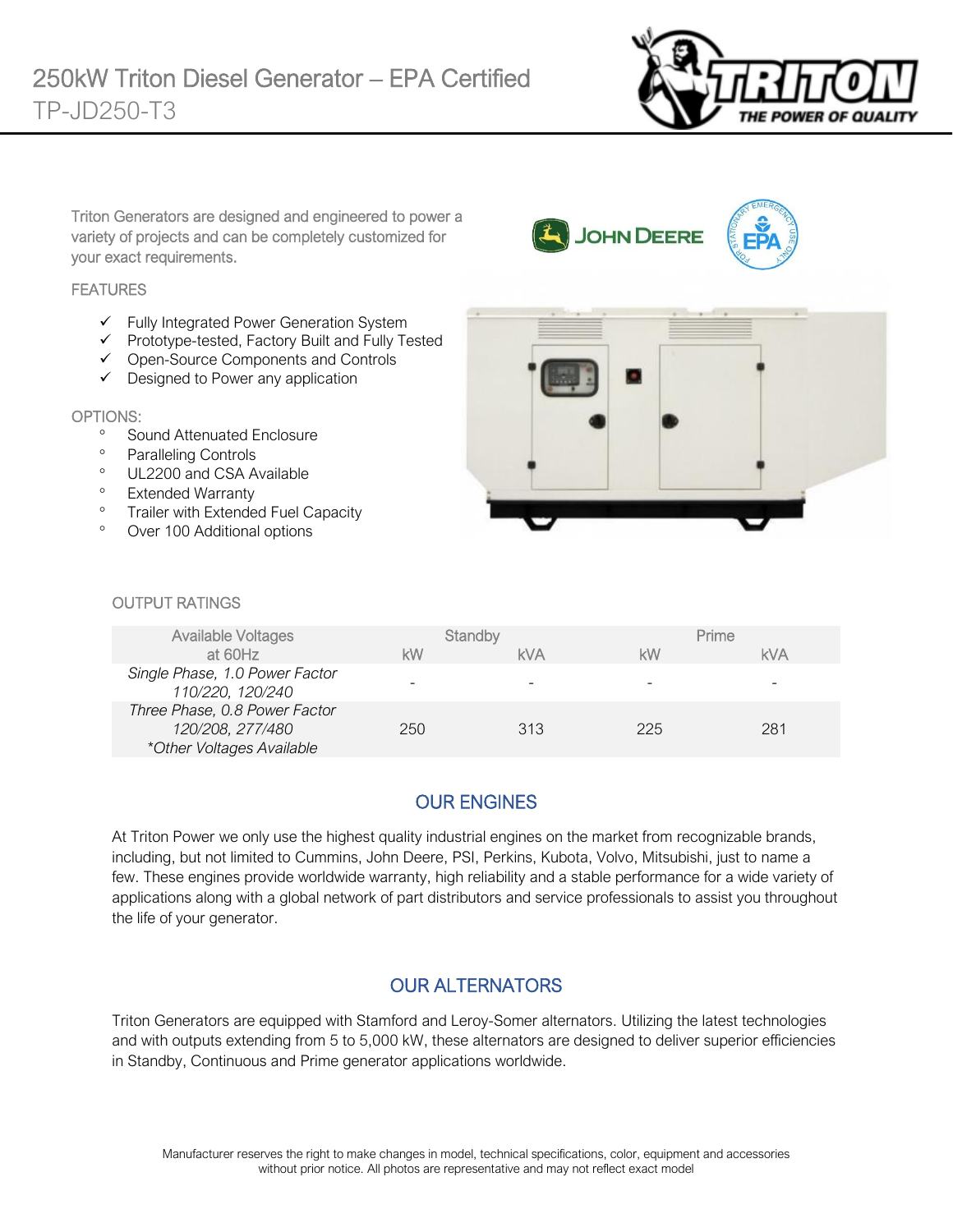# 250kW Triton Diesel Generator – EPA Certified

TP-JD250-T3

Triton Generators are designed and engineered to power a variety of projects and can be completely customized for your exact requirements.

## FEATURES

- ✓ Fully Integrated Power Generation System
- ✓ Prototype-tested, Factory Built and Fully Tested
- ✓ Open-Source Components and Controls
- ✓ Designed to Power any application

## OPTIONS:

- Sound Attenuated Enclosure
- Paralleling Controls
- UL2200 and CSA Available
- Extended Warranty
- Trailer with Extended Fuel Capacity
- Over 100 Additional options

## OUTPUT RATINGS

| Available Voltages at 60Hz | Standby | | Prime | |
|---|---|---|---|---|
| | kW | kVA | kW | kVA |
| *Single Phase, 1.0 Power Factor 110/220, 120/240* | - | - | - | - |
| *Three Phase, 0.8 Power Factor 120/208, 277/480 \*Other Voltages Available* | 250 | 313 | 225 | 281 |

## OUR ENGINES

At Triton Power we only use the highest quality industrial engines on the market from recognizable brands, including, but not limited to Cummins, John Deere, PSI, Perkins, Kubota, Volvo, Mitsubishi, just to name a few. These engines provide worldwide warranty, high reliability and a stable performance for a wide variety of applications along with a global network of part distributors and service professionals to assist you throughout the life of your generator.

## OUR ALTERNATORS

Triton Generators are equipped with Stamford and Leroy-Somer alternators. Utilizing the latest technologies and with outputs extending from 5 to 5,000 kW, these alternators are designed to deliver superior efficiencies in Standby, Continuous and Prime generator applications worldwide.

Manufacturer reserves the right to make changes in model, technical specifications, color, equipment and accessories without prior notice. All photos are representative and may not reflect exact model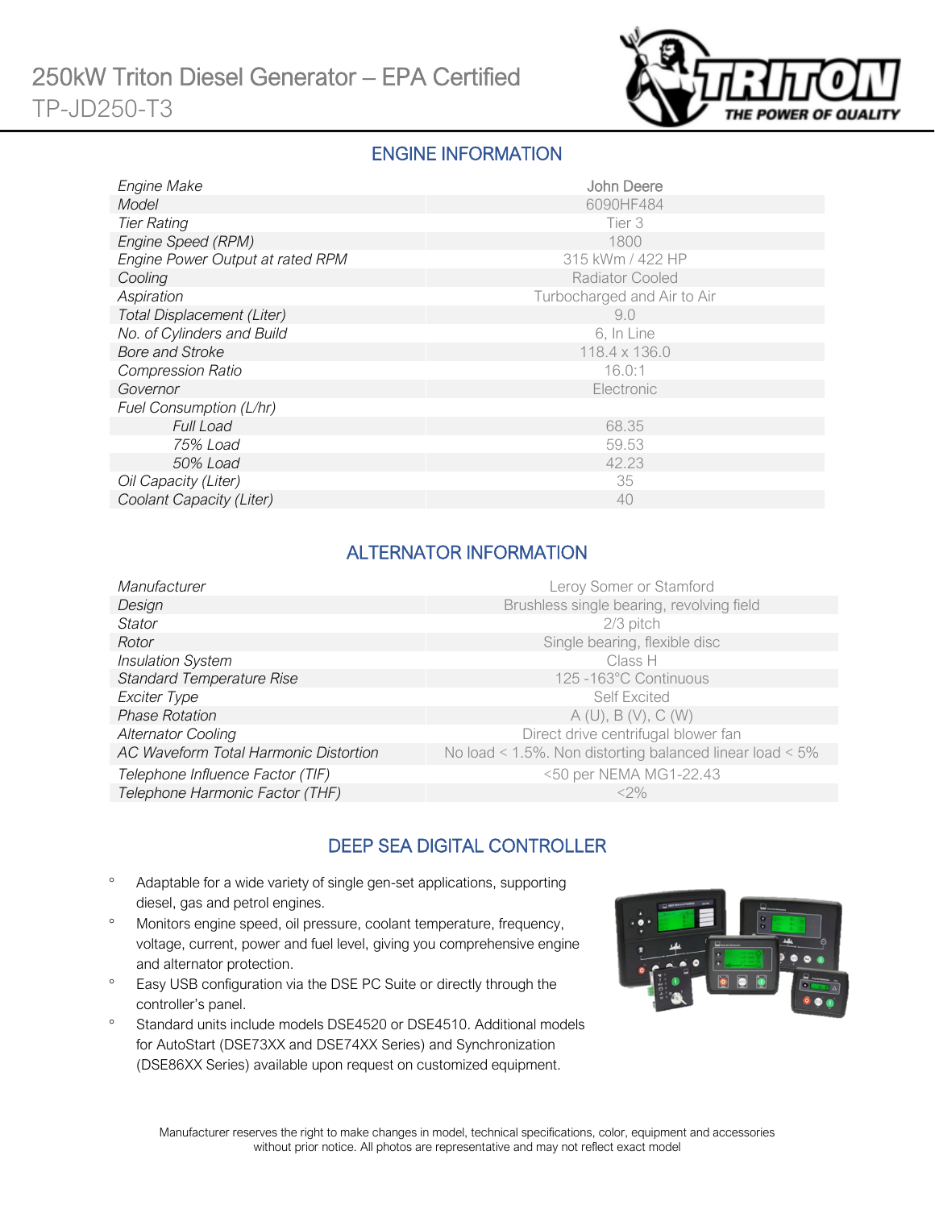# 250kW Triton Diesel Generator – EPA Certified

TP-JD250-T3

## ENGINE INFORMATION

| | |
|---|---|
| *Engine Make* | John Deere |
| *Model* | 6090HF484 |
| *Tier Rating* | Tier 3 |
| *Engine Speed (RPM)* | 1800 |
| *Engine Power Output at rated RPM* | 315 kWm / 422 HP |
| *Cooling* | Radiator Cooled |
| *Aspiration* | Turbocharged and Air to Air |
| *Total Displacement (Liter)* | 9.0 |
| *No. of Cylinders and Build* | 6, In Line |
| *Bore and Stroke* | 118.4 x 136.0 |
| *Compression Ratio* | 16.0:1 |
| *Governor* | Electronic |
| *Fuel Consumption (L/hr)* | |
| *Full Load* | 68.35 |
| *75% Load* | 59.53 |
| *50% Load* | 42.23 |
| *Oil Capacity (Liter)* | 35 |
| *Coolant Capacity (Liter)* | 40 |

## ALTERNATOR INFORMATION

| | |
|---|---|
| *Manufacturer* | Leroy Somer or Stamford |
| *Design* | Brushless single bearing, revolving field |
| *Stator* | 2/3 pitch |
| *Rotor* | Single bearing, flexible disc |
| *Insulation System* | Class H |
| *Standard Temperature Rise* | 125 -163°C Continuous |
| *Exciter Type* | Self Excited |
| *Phase Rotation* | A (U), B (V), C (W) |
| *Alternator Cooling* | Direct drive centrifugal blower fan |
| *AC Waveform Total Harmonic Distortion* | No load < 1.5%. Non distorting balanced linear load < 5% |
| *Telephone Influence Factor (TIF)* | <50 per NEMA MG1-22.43 |
| *Telephone Harmonic Factor (THF)* | <2% |

## DEEP SEA DIGITAL CONTROLLER

- Adaptable for a wide variety of single gen-set applications, supporting diesel, gas and petrol engines.
- Monitors engine speed, oil pressure, coolant temperature, frequency, voltage, current, power and fuel level, giving you comprehensive engine and alternator protection.
- Easy USB configuration via the DSE PC Suite or directly through the controller's panel.
- Standard units include models DSE4520 or DSE4510. Additional models for AutoStart (DSE73XX and DSE74XX Series) and Synchronization (DSE86XX Series) available upon request on customized equipment.

Manufacturer reserves the right to make changes in model, technical specifications, color, equipment and accessories without prior notice. All photos are representative and may not reflect exact model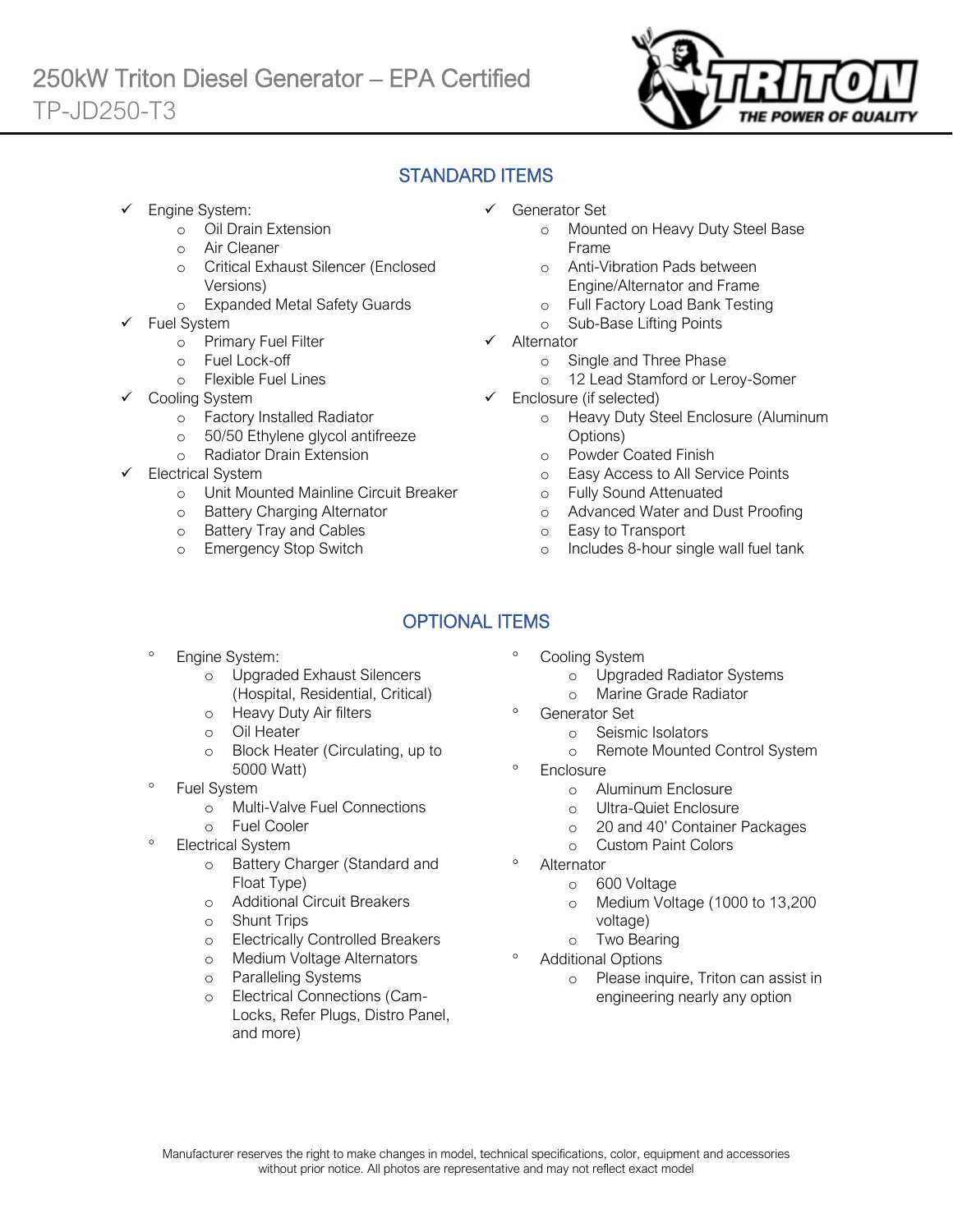# 250kW Triton Diesel Generator – EPA Certified

TP-JD250-T3

## STANDARD ITEMS

- ✓ Engine System:
  - Oil Drain Extension
  - Air Cleaner
  - Critical Exhaust Silencer (Enclosed Versions)
  - Expanded Metal Safety Guards
- ✓ Fuel System
  - Primary Fuel Filter
  - Fuel Lock-off
  - Flexible Fuel Lines
- ✓ Cooling System
  - Factory Installed Radiator
  - 50/50 Ethylene glycol antifreeze
  - Radiator Drain Extension
- ✓ Electrical System
  - Unit Mounted Mainline Circuit Breaker
  - Battery Charging Alternator
  - Battery Tray and Cables
  - Emergency Stop Switch
- ✓ Generator Set
  - Mounted on Heavy Duty Steel Base Frame
  - Anti-Vibration Pads between Engine/Alternator and Frame
  - Full Factory Load Bank Testing
  - Sub-Base Lifting Points
- ✓ Alternator
  - Single and Three Phase
  - 12 Lead Stamford or Leroy-Somer
- ✓ Enclosure (if selected)
  - Heavy Duty Steel Enclosure (Aluminum Options)
  - Powder Coated Finish
  - Easy Access to All Service Points
  - Fully Sound Attenuated
  - Advanced Water and Dust Proofing
  - Easy to Transport
  - Includes 8-hour single wall fuel tank

## OPTIONAL ITEMS

- Engine System:
  - Upgraded Exhaust Silencers (Hospital, Residential, Critical)
  - Heavy Duty Air filters
  - Oil Heater
  - Block Heater (Circulating, up to 5000 Watt)
- Fuel System
  - Multi-Valve Fuel Connections
  - Fuel Cooler
- Electrical System
  - Battery Charger (Standard and Float Type)
  - Additional Circuit Breakers
  - Shunt Trips
  - Electrically Controlled Breakers
  - Medium Voltage Alternators
  - Paralleling Systems
  - Electrical Connections (Cam-Locks, Refer Plugs, Distro Panel, and more)
- Cooling System
  - Upgraded Radiator Systems
  - Marine Grade Radiator
- Generator Set
  - Seismic Isolators
  - Remote Mounted Control System
- Enclosure
  - Aluminum Enclosure
  - Ultra-Quiet Enclosure
  - 20 and 40' Container Packages
  - Custom Paint Colors
- Alternator
  - 600 Voltage
  - Medium Voltage (1000 to 13,200 voltage)
  - Two Bearing
- Additional Options
  - Please inquire, Triton can assist in engineering nearly any option

Manufacturer reserves the right to make changes in model, technical specifications, color, equipment and accessories without prior notice. All photos are representative and may not reflect exact model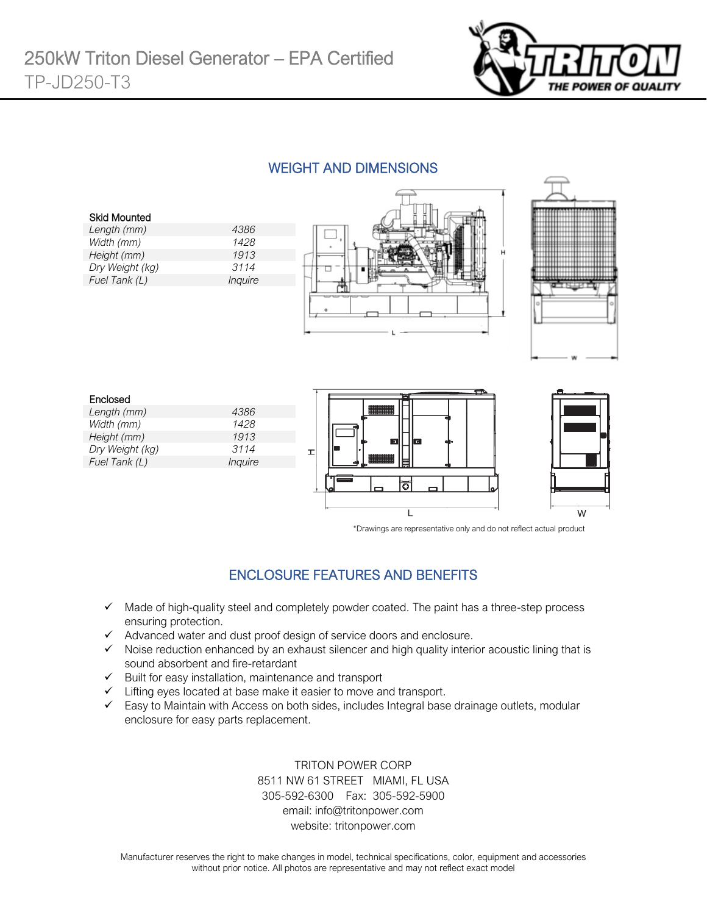# 250kW Triton Diesel Generator – EPA Certified

TP-JD250-T3

## WEIGHT AND DIMENSIONS

### Skid Mounted

| | |
|---|---|
| *Length (mm)* | *4386* |
| *Width (mm)* | *1428* |
| *Height (mm)* | *1913* |
| *Dry Weight (kg)* | *3114* |
| *Fuel Tank (L)* | *Inquire* |

H

L

W

### Enclosed

| | |
|---|---|
| *Length (mm)* | *4386* |
| *Width (mm)* | *1428* |
| *Height (mm)* | *1913* |
| *Dry Weight (kg)* | *3114* |
| *Fuel Tank (L)* | *Inquire* |

H

L

W

*Drawings are representative only and do not reflect actual product

## ENCLOSURE FEATURES AND BENEFITS

- ✓ Made of high-quality steel and completely powder coated. The paint has a three-step process ensuring protection.
- ✓ Advanced water and dust proof design of service doors and enclosure.
- ✓ Noise reduction enhanced by an exhaust silencer and high quality interior acoustic lining that is sound absorbent and fire-retardant
- ✓ Built for easy installation, maintenance and transport
- ✓ Lifting eyes located at base make it easier to move and transport.
- ✓ Easy to Maintain with Access on both sides, includes Integral base drainage outlets, modular enclosure for easy parts replacement.

TRITON POWER CORP
8511 NW 61 STREET MIAMI, FL USA
305-592-6300 Fax: 305-592-5900
email: info@tritonpower.com
website: tritonpower.com

Manufacturer reserves the right to make changes in model, technical specifications, color, equipment and accessories without prior notice. All photos are representative and may not reflect exact model